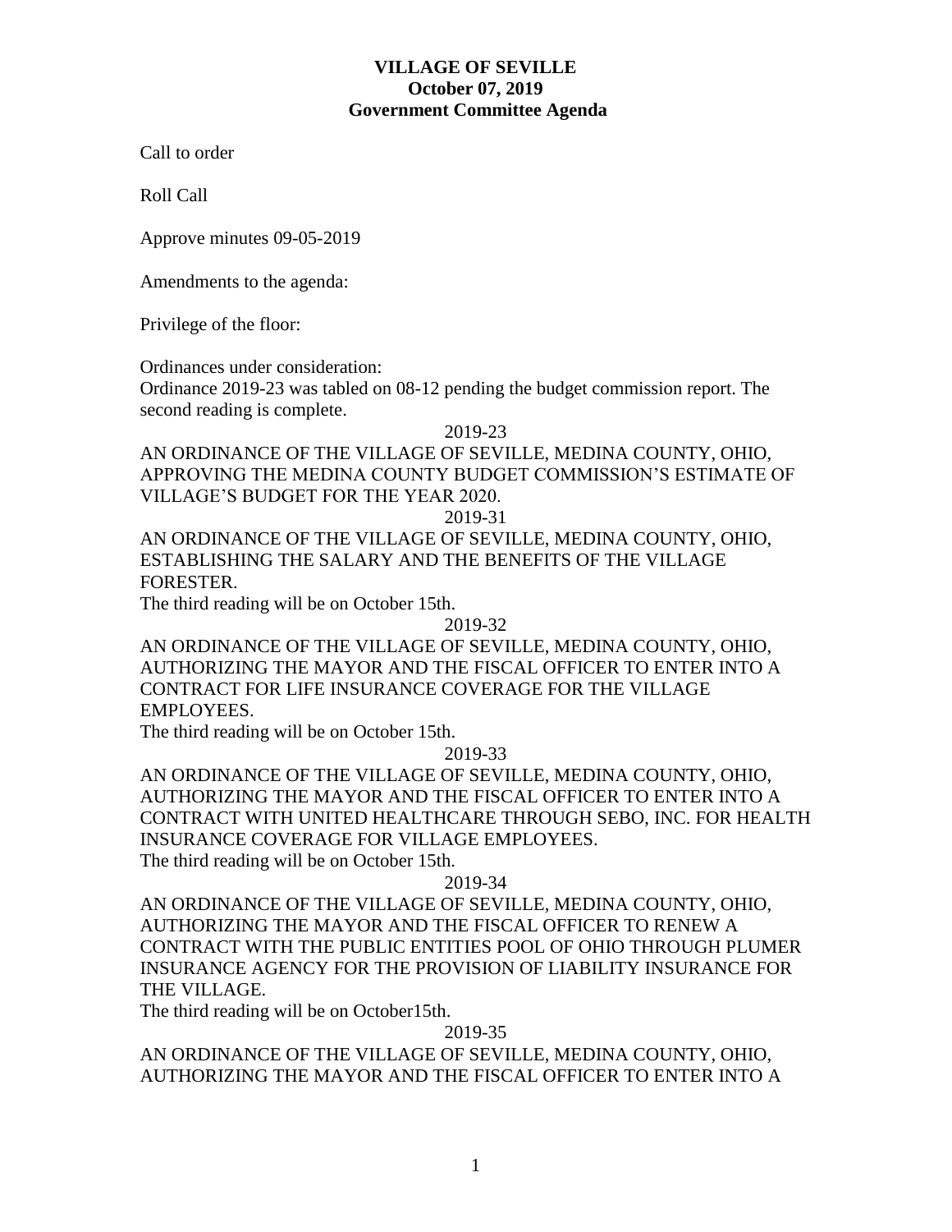# VILLAGE OF SEVILLE
## October 07, 2019
## Government Committee Agenda

Call to order

Roll Call

Approve minutes 09-05-2019

Amendments to the agenda:

Privilege of the floor:

Ordinances under consideration:
Ordinance 2019-23 was tabled on 08-12 pending the budget commission report. The second reading is complete.

2019-23

AN ORDINANCE OF THE VILLAGE OF SEVILLE, MEDINA COUNTY, OHIO, APPROVING THE MEDINA COUNTY BUDGET COMMISSION'S ESTIMATE OF VILLAGE'S BUDGET FOR THE YEAR 2020.

2019-31

AN ORDINANCE OF THE VILLAGE OF SEVILLE, MEDINA COUNTY, OHIO, ESTABLISHING THE SALARY AND THE BENEFITS OF THE VILLAGE FORESTER.

The third reading will be on October 15th.

2019-32

AN ORDINANCE OF THE VILLAGE OF SEVILLE, MEDINA COUNTY, OHIO, AUTHORIZING THE MAYOR AND THE FISCAL OFFICER TO ENTER INTO A CONTRACT FOR LIFE INSURANCE COVERAGE FOR THE VILLAGE EMPLOYEES.

The third reading will be on October 15th.

2019-33

AN ORDINANCE OF THE VILLAGE OF SEVILLE, MEDINA COUNTY, OHIO, AUTHORIZING THE MAYOR AND THE FISCAL OFFICER TO ENTER INTO A CONTRACT WITH UNITED HEALTHCARE THROUGH SEBO, INC. FOR HEALTH INSURANCE COVERAGE FOR VILLAGE EMPLOYEES.

The third reading will be on October 15th.

2019-34

AN ORDINANCE OF THE VILLAGE OF SEVILLE, MEDINA COUNTY, OHIO, AUTHORIZING THE MAYOR AND THE FISCAL OFFICER TO RENEW A CONTRACT WITH THE PUBLIC ENTITIES POOL OF OHIO THROUGH PLUMER INSURANCE AGENCY FOR THE PROVISION OF LIABILITY INSURANCE FOR THE VILLAGE.

The third reading will be on October15th.

2019-35

AN ORDINANCE OF THE VILLAGE OF SEVILLE, MEDINA COUNTY, OHIO, AUTHORIZING THE MAYOR AND THE FISCAL OFFICER TO ENTER INTO A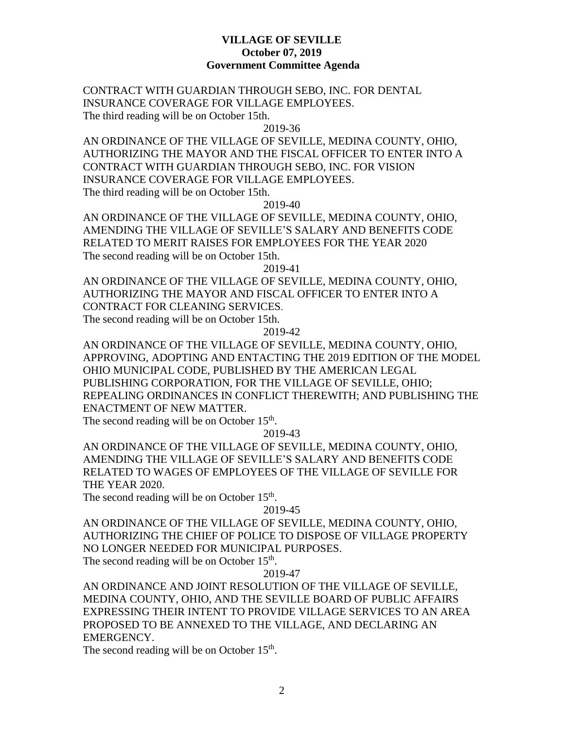**VILLAGE OF SEVILLE**
**October 07, 2019**
**Government Committee Agenda**

CONTRACT WITH GUARDIAN THROUGH SEBO, INC. FOR DENTAL INSURANCE COVERAGE FOR VILLAGE EMPLOYEES.
The third reading will be on October 15th.

2019-36

AN ORDINANCE OF THE VILLAGE OF SEVILLE, MEDINA COUNTY, OHIO, AUTHORIZING THE MAYOR AND THE FISCAL OFFICER TO ENTER INTO A CONTRACT WITH GUARDIAN THROUGH SEBO, INC. FOR VISION INSURANCE COVERAGE FOR VILLAGE EMPLOYEES.
The third reading will be on October 15th.

2019-40

AN ORDINANCE OF THE VILLAGE OF SEVILLE, MEDINA COUNTY, OHIO, AMENDING THE VILLAGE OF SEVILLE'S SALARY AND BENEFITS CODE RELATED TO MERIT RAISES FOR EMPLOYEES FOR THE YEAR 2020
The second reading will be on October 15th.

2019-41

AN ORDINANCE OF THE VILLAGE OF SEVILLE, MEDINA COUNTY, OHIO, AUTHORIZING THE MAYOR AND FISCAL OFFICER TO ENTER INTO A CONTRACT FOR CLEANING SERVICES.
The second reading will be on October 15th.

2019-42

AN ORDINANCE OF THE VILLAGE OF SEVILLE, MEDINA COUNTY, OHIO, APPROVING, ADOPTING AND ENTACTING THE 2019 EDITION OF THE MODEL OHIO MUNICIPAL CODE, PUBLISHED BY THE AMERICAN LEGAL PUBLISHING CORPORATION, FOR THE VILLAGE OF SEVILLE, OHIO; REPEALING ORDINANCES IN CONFLICT THEREWITH; AND PUBLISHING THE ENACTMENT OF NEW MATTER.
The second reading will be on October 15th.

2019-43

AN ORDINANCE OF THE VILLAGE OF SEVILLE, MEDINA COUNTY, OHIO, AMENDING THE VILLAGE OF SEVILLE'S SALARY AND BENEFITS CODE RELATED TO WAGES OF EMPLOYEES OF THE VILLAGE OF SEVILLE FOR THE YEAR 2020.
The second reading will be on October 15th.

2019-45

AN ORDINANCE OF THE VILLAGE OF SEVILLE, MEDINA COUNTY, OHIO, AUTHORIZING THE CHIEF OF POLICE TO DISPOSE OF VILLAGE PROPERTY NO LONGER NEEDED FOR MUNICIPAL PURPOSES.
The second reading will be on October 15th.

2019-47

AN ORDINANCE AND JOINT RESOLUTION OF THE VILLAGE OF SEVILLE, MEDINA COUNTY, OHIO, AND THE SEVILLE BOARD OF PUBLIC AFFAIRS EXPRESSING THEIR INTENT TO PROVIDE VILLAGE SERVICES TO AN AREA PROPOSED TO BE ANNEXED TO THE VILLAGE, AND DECLARING AN EMERGENCY.
The second reading will be on October 15th.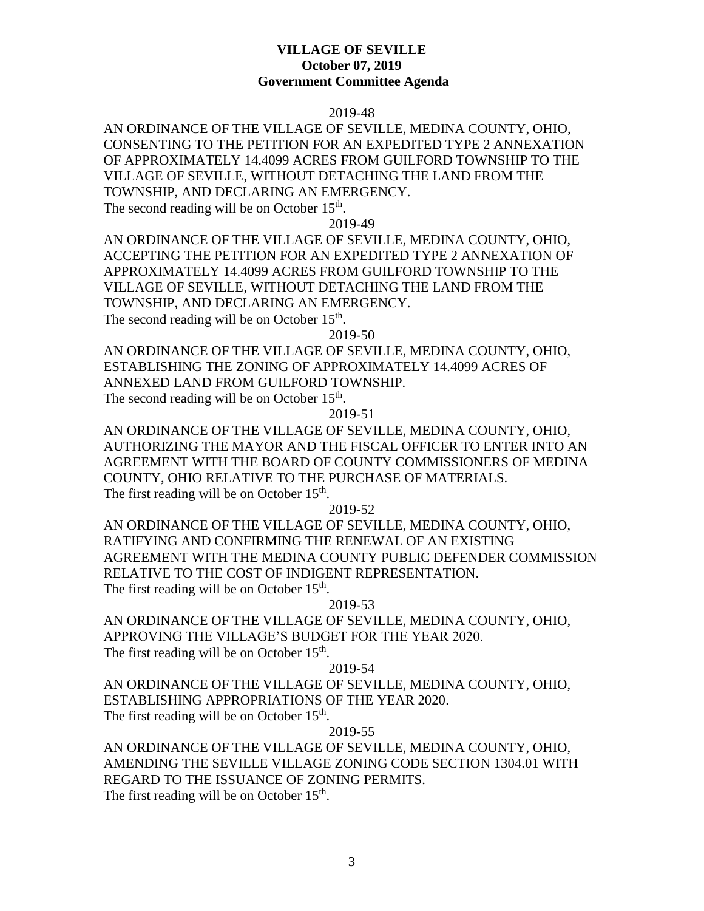**VILLAGE OF SEVILLE**
**October 07, 2019**
**Government Committee Agenda**

2019-48

AN ORDINANCE OF THE VILLAGE OF SEVILLE, MEDINA COUNTY, OHIO, CONSENTING TO THE PETITION FOR AN EXPEDITED TYPE 2 ANNEXATION OF APPROXIMATELY 14.4099 ACRES FROM GUILFORD TOWNSHIP TO THE VILLAGE OF SEVILLE, WITHOUT DETACHING THE LAND FROM THE TOWNSHIP, AND DECLARING AN EMERGENCY.
The second reading will be on October 15th.

2019-49

AN ORDINANCE OF THE VILLAGE OF SEVILLE, MEDINA COUNTY, OHIO, ACCEPTING THE PETITION FOR AN EXPEDITED TYPE 2 ANNEXATION OF APPROXIMATELY 14.4099 ACRES FROM GUILFORD TOWNSHIP TO THE VILLAGE OF SEVILLE, WITHOUT DETACHING THE LAND FROM THE TOWNSHIP, AND DECLARING AN EMERGENCY.
The second reading will be on October 15th.

2019-50

AN ORDINANCE OF THE VILLAGE OF SEVILLE, MEDINA COUNTY, OHIO, ESTABLISHING THE ZONING OF APPROXIMATELY 14.4099 ACRES OF ANNEXED LAND FROM GUILFORD TOWNSHIP.
The second reading will be on October 15th.

2019-51

AN ORDINANCE OF THE VILLAGE OF SEVILLE, MEDINA COUNTY, OHIO, AUTHORIZING THE MAYOR AND THE FISCAL OFFICER TO ENTER INTO AN AGREEMENT WITH THE BOARD OF COUNTY COMMISSIONERS OF MEDINA COUNTY, OHIO RELATIVE TO THE PURCHASE OF MATERIALS.
The first reading will be on October 15th.

2019-52

AN ORDINANCE OF THE VILLAGE OF SEVILLE, MEDINA COUNTY, OHIO, RATIFYING AND CONFIRMING THE RENEWAL OF AN EXISTING AGREEMENT WITH THE MEDINA COUNTY PUBLIC DEFENDER COMMISSION RELATIVE TO THE COST OF INDIGENT REPRESENTATION.
The first reading will be on October 15th.

2019-53

AN ORDINANCE OF THE VILLAGE OF SEVILLE, MEDINA COUNTY, OHIO, APPROVING THE VILLAGE'S BUDGET FOR THE YEAR 2020.
The first reading will be on October 15th.

2019-54

AN ORDINANCE OF THE VILLAGE OF SEVILLE, MEDINA COUNTY, OHIO, ESTABLISHING APPROPRIATIONS OF THE YEAR 2020.
The first reading will be on October 15th.

2019-55

AN ORDINANCE OF THE VILLAGE OF SEVILLE, MEDINA COUNTY, OHIO, AMENDING THE SEVILLE VILLAGE ZONING CODE SECTION 1304.01 WITH REGARD TO THE ISSUANCE OF ZONING PERMITS.
The first reading will be on October 15th.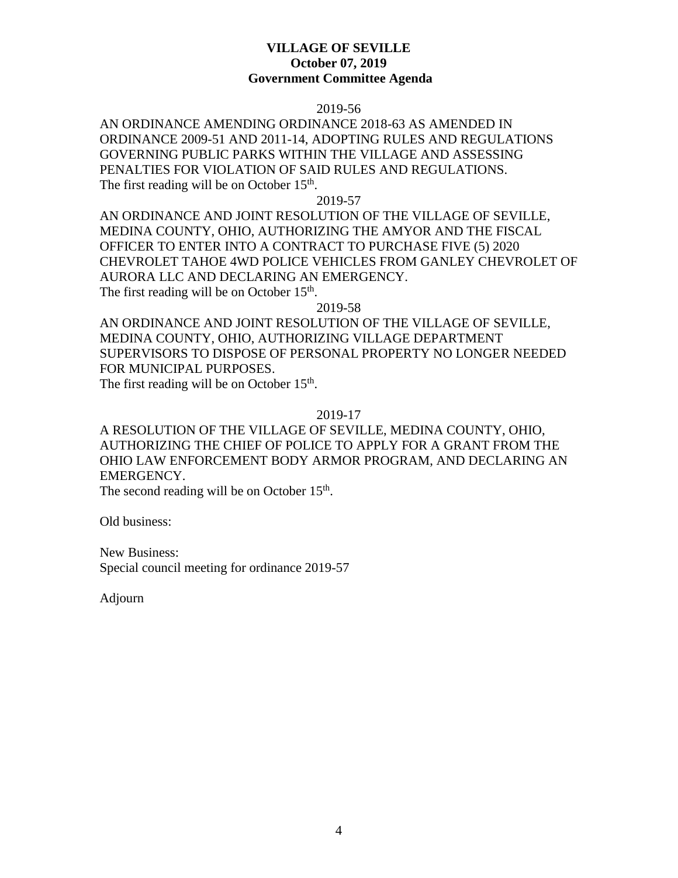**VILLAGE OF SEVILLE**
**October 07, 2019**
**Government Committee Agenda**

2019-56

AN ORDINANCE AMENDING ORDINANCE 2018-63 AS AMENDED IN ORDINANCE 2009-51 AND 2011-14, ADOPTING RULES AND REGULATIONS GOVERNING PUBLIC PARKS WITHIN THE VILLAGE AND ASSESSING PENALTIES FOR VIOLATION OF SAID RULES AND REGULATIONS.
The first reading will be on October 15th.

2019-57

AN ORDINANCE AND JOINT RESOLUTION OF THE VILLAGE OF SEVILLE, MEDINA COUNTY, OHIO, AUTHORIZING THE AMYOR AND THE FISCAL OFFICER TO ENTER INTO A CONTRACT TO PURCHASE FIVE (5) 2020 CHEVROLET TAHOE 4WD POLICE VEHICLES FROM GANLEY CHEVROLET OF AURORA LLC AND DECLARING AN EMERGENCY.
The first reading will be on October 15th.

2019-58

AN ORDINANCE AND JOINT RESOLUTION OF THE VILLAGE OF SEVILLE, MEDINA COUNTY, OHIO, AUTHORIZING VILLAGE DEPARTMENT SUPERVISORS TO DISPOSE OF PERSONAL PROPERTY NO LONGER NEEDED FOR MUNICIPAL PURPOSES.
The first reading will be on October 15th.

2019-17

A RESOLUTION OF THE VILLAGE OF SEVILLE, MEDINA COUNTY, OHIO, AUTHORIZING THE CHIEF OF POLICE TO APPLY FOR A GRANT FROM THE OHIO LAW ENFORCEMENT BODY ARMOR PROGRAM, AND DECLARING AN EMERGENCY.
The second reading will be on October 15th.

Old business:

New Business:
Special council meeting for ordinance 2019-57

Adjourn